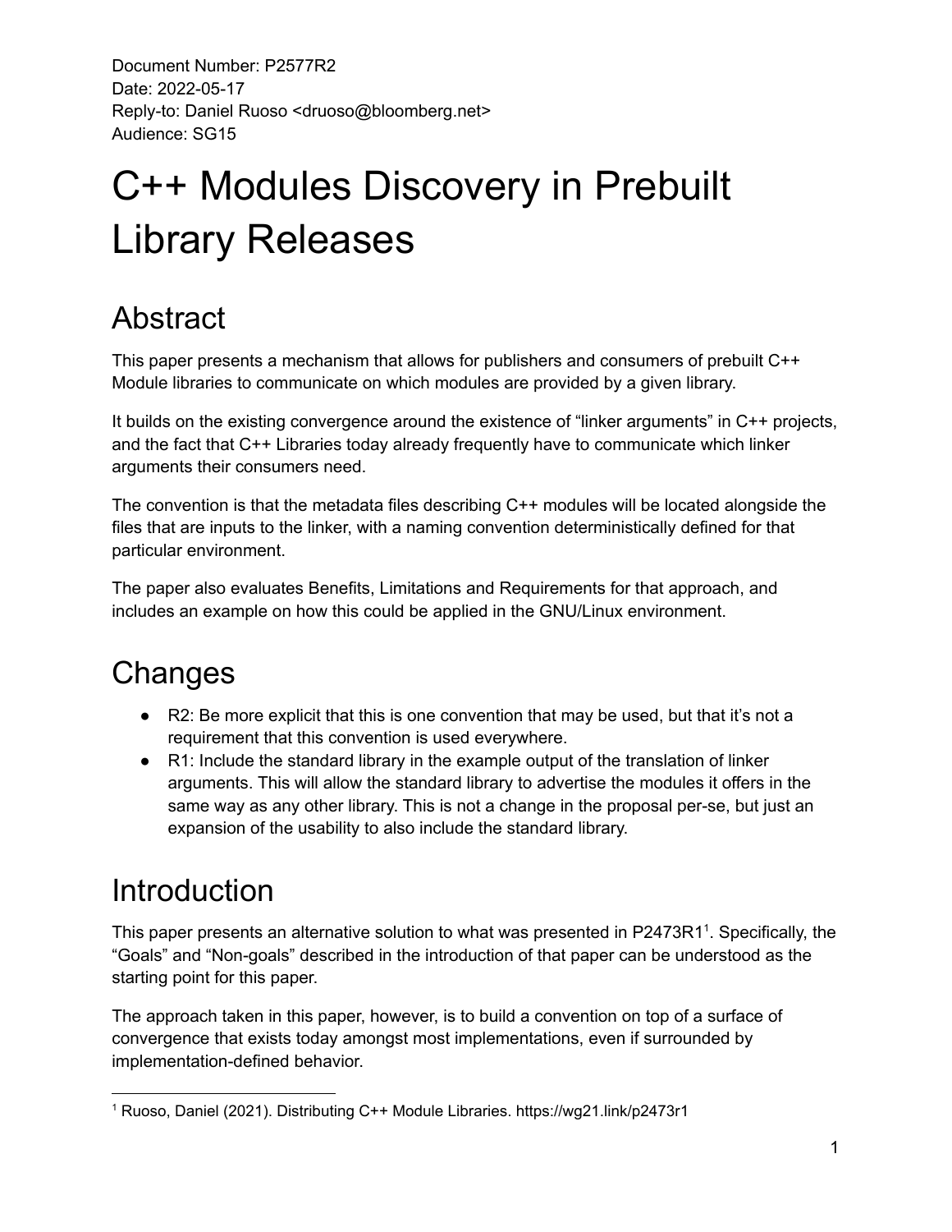Document Number: P2577R2
Date: 2022-05-17
Reply-to: Daniel Ruoso <druoso@bloomberg.net>
Audience: SG15

# C++ Modules Discovery in Prebuilt Library Releases

## Abstract

This paper presents a mechanism that allows for publishers and consumers of prebuilt C++ Module libraries to communicate on which modules are provided by a given library.

It builds on the existing convergence around the existence of "linker arguments" in C++ projects, and the fact that C++ Libraries today already frequently have to communicate which linker arguments their consumers need.

The convention is that the metadata files describing C++ modules will be located alongside the files that are inputs to the linker, with a naming convention deterministically defined for that particular environment.

The paper also evaluates Benefits, Limitations and Requirements for that approach, and includes an example on how this could be applied in the GNU/Linux environment.

## Changes

- R2: Be more explicit that this is one convention that may be used, but that it's not a requirement that this convention is used everywhere.
- R1: Include the standard library in the example output of the translation of linker arguments. This will allow the standard library to advertise the modules it offers in the same way as any other library. This is not a change in the proposal per-se, but just an expansion of the usability to also include the standard library.

## Introduction

This paper presents an alternative solution to what was presented in P2473R1[1]. Specifically, the "Goals" and "Non-goals" described in the introduction of that paper can be understood as the starting point for this paper.

The approach taken in this paper, however, is to build a convention on top of a surface of convergence that exists today amongst most implementations, even if surrounded by implementation-defined behavior.

[1] Ruoso, Daniel (2021). Distributing C++ Module Libraries. https://wg21.link/p2473r1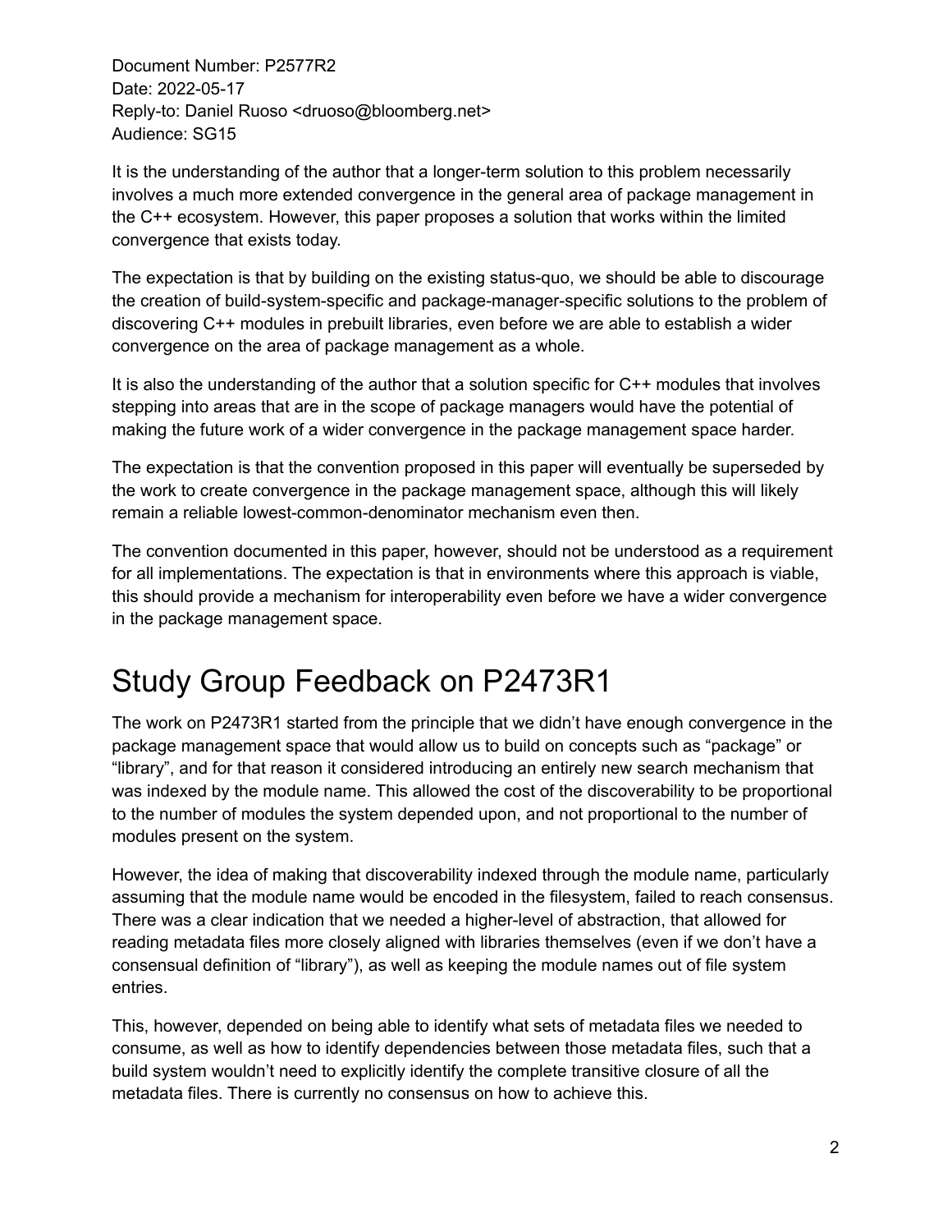Document Number: P2577R2
Date: 2022-05-17
Reply-to: Daniel Ruoso <druoso@bloomberg.net>
Audience: SG15

It is the understanding of the author that a longer-term solution to this problem necessarily involves a much more extended convergence in the general area of package management in the C++ ecosystem. However, this paper proposes a solution that works within the limited convergence that exists today.

The expectation is that by building on the existing status-quo, we should be able to discourage the creation of build-system-specific and package-manager-specific solutions to the problem of discovering C++ modules in prebuilt libraries, even before we are able to establish a wider convergence on the area of package management as a whole.

It is also the understanding of the author that a solution specific for C++ modules that involves stepping into areas that are in the scope of package managers would have the potential of making the future work of a wider convergence in the package management space harder.

The expectation is that the convention proposed in this paper will eventually be superseded by the work to create convergence in the package management space, although this will likely remain a reliable lowest-common-denominator mechanism even then.

The convention documented in this paper, however, should not be understood as a requirement for all implementations. The expectation is that in environments where this approach is viable, this should provide a mechanism for interoperability even before we have a wider convergence in the package management space.

# Study Group Feedback on P2473R1

The work on P2473R1 started from the principle that we didn't have enough convergence in the package management space that would allow us to build on concepts such as "package" or "library", and for that reason it considered introducing an entirely new search mechanism that was indexed by the module name. This allowed the cost of the discoverability to be proportional to the number of modules the system depended upon, and not proportional to the number of modules present on the system.

However, the idea of making that discoverability indexed through the module name, particularly assuming that the module name would be encoded in the filesystem, failed to reach consensus. There was a clear indication that we needed a higher-level of abstraction, that allowed for reading metadata files more closely aligned with libraries themselves (even if we don't have a consensual definition of "library"), as well as keeping the module names out of file system entries.

This, however, depended on being able to identify what sets of metadata files we needed to consume, as well as how to identify dependencies between those metadata files, such that a build system wouldn't need to explicitly identify the complete transitive closure of all the metadata files. There is currently no consensus on how to achieve this.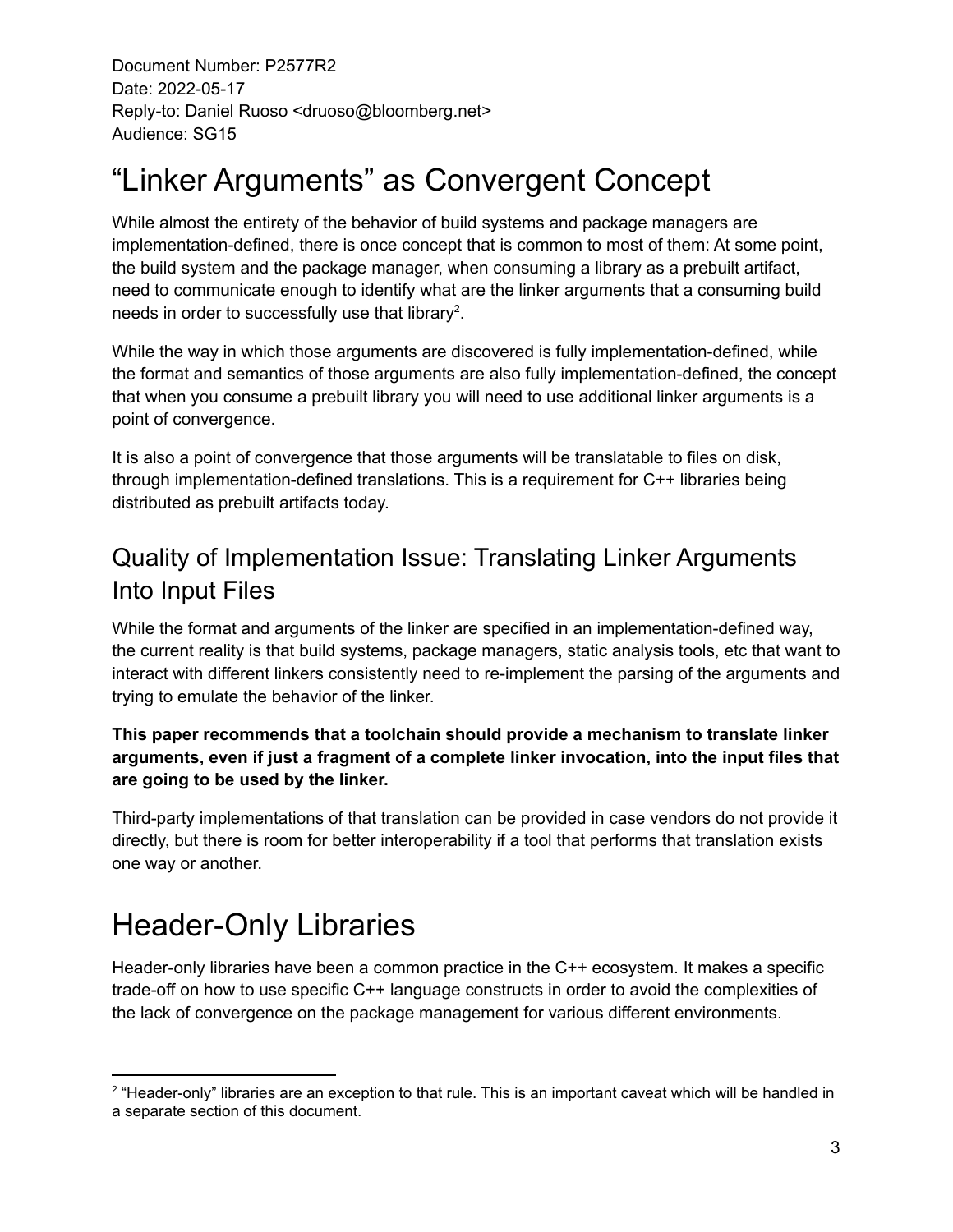Document Number: P2577R2
Date: 2022-05-17
Reply-to: Daniel Ruoso <druoso@bloomberg.net>
Audience: SG15

# "Linker Arguments" as Convergent Concept

While almost the entirety of the behavior of build systems and package managers are implementation-defined, there is once concept that is common to most of them: At some point, the build system and the package manager, when consuming a library as a prebuilt artifact, need to communicate enough to identify what are the linker arguments that a consuming build needs in order to successfully use that library[2].

While the way in which those arguments are discovered is fully implementation-defined, while the format and semantics of those arguments are also fully implementation-defined, the concept that when you consume a prebuilt library you will need to use additional linker arguments is a point of convergence.

It is also a point of convergence that those arguments will be translatable to files on disk, through implementation-defined translations. This is a requirement for C++ libraries being distributed as prebuilt artifacts today.

## Quality of Implementation Issue: Translating Linker Arguments Into Input Files

While the format and arguments of the linker are specified in an implementation-defined way, the current reality is that build systems, package managers, static analysis tools, etc that want to interact with different linkers consistently need to re-implement the parsing of the arguments and trying to emulate the behavior of the linker.

**This paper recommends that a toolchain should provide a mechanism to translate linker arguments, even if just a fragment of a complete linker invocation, into the input files that are going to be used by the linker.**

Third-party implementations of that translation can be provided in case vendors do not provide it directly, but there is room for better interoperability if a tool that performs that translation exists one way or another.

# Header-Only Libraries

Header-only libraries have been a common practice in the C++ ecosystem. It makes a specific trade-off on how to use specific C++ language constructs in order to avoid the complexities of the lack of convergence on the package management for various different environments.

[2] "Header-only" libraries are an exception to that rule. This is an important caveat which will be handled in a separate section of this document.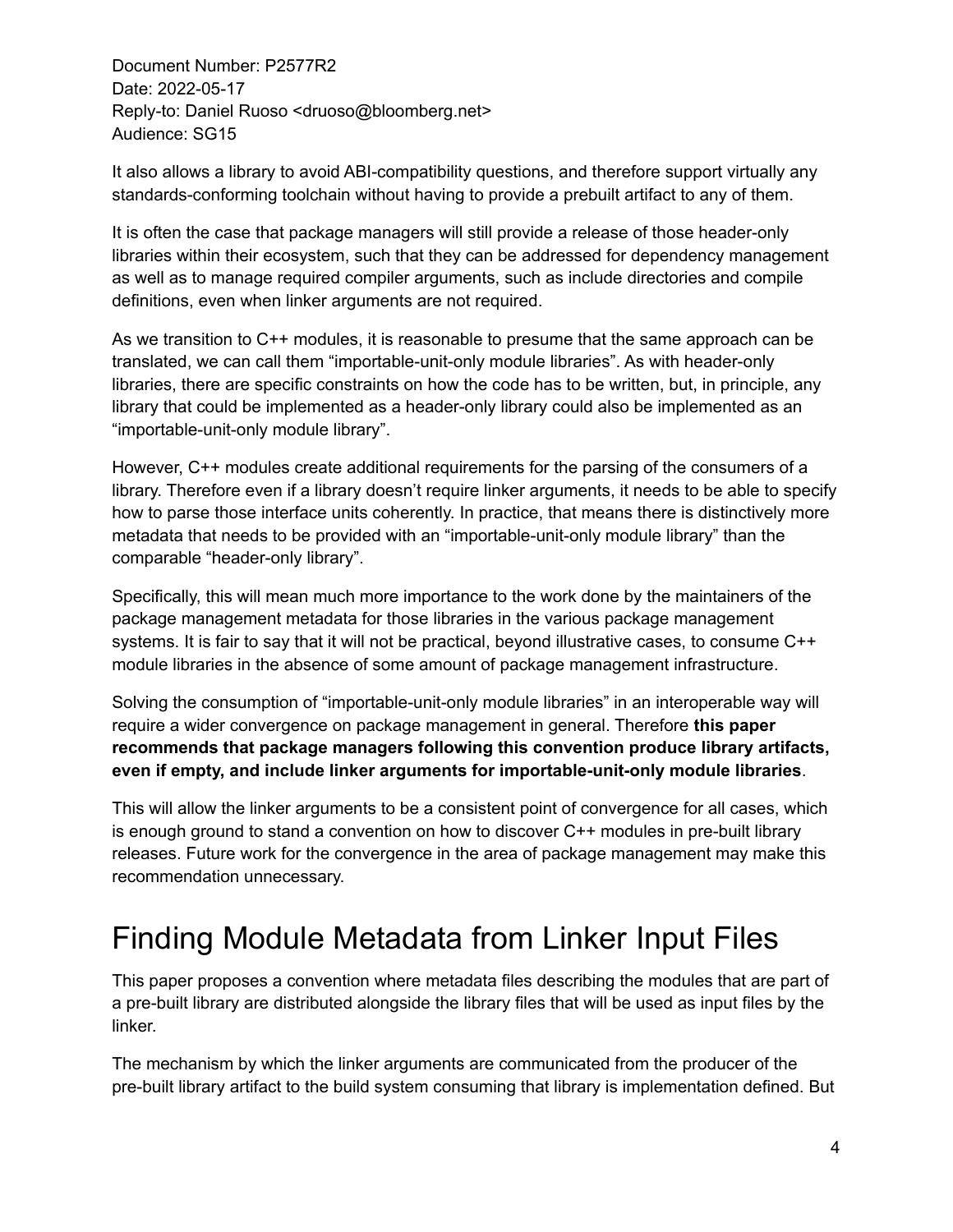It also allows a library to avoid ABI-compatibility questions, and therefore support virtually any standards-conforming toolchain without having to provide a prebuilt artifact to any of them.

It is often the case that package managers will still provide a release of those header-only libraries within their ecosystem, such that they can be addressed for dependency management as well as to manage required compiler arguments, such as include directories and compile definitions, even when linker arguments are not required.

As we transition to C++ modules, it is reasonable to presume that the same approach can be translated, we can call them "importable-unit-only module libraries". As with header-only libraries, there are specific constraints on how the code has to be written, but, in principle, any library that could be implemented as a header-only library could also be implemented as an "importable-unit-only module library".

However, C++ modules create additional requirements for the parsing of the consumers of a library. Therefore even if a library doesn't require linker arguments, it needs to be able to specify how to parse those interface units coherently. In practice, that means there is distinctively more metadata that needs to be provided with an "importable-unit-only module library" than the comparable "header-only library".

Specifically, this will mean much more importance to the work done by the maintainers of the package management metadata for those libraries in the various package management systems. It is fair to say that it will not be practical, beyond illustrative cases, to consume C++ module libraries in the absence of some amount of package management infrastructure.

Solving the consumption of "importable-unit-only module libraries" in an interoperable way will require a wider convergence on package management in general. Therefore **this paper recommends that package managers following this convention produce library artifacts, even if empty, and include linker arguments for importable-unit-only module libraries**.

This will allow the linker arguments to be a consistent point of convergence for all cases, which is enough ground to stand a convention on how to discover C++ modules in pre-built library releases. Future work for the convergence in the area of package management may make this recommendation unnecessary.

# Finding Module Metadata from Linker Input Files

This paper proposes a convention where metadata files describing the modules that are part of a pre-built library are distributed alongside the library files that will be used as input files by the linker.

The mechanism by which the linker arguments are communicated from the producer of the pre-built library artifact to the build system consuming that library is implementation defined. But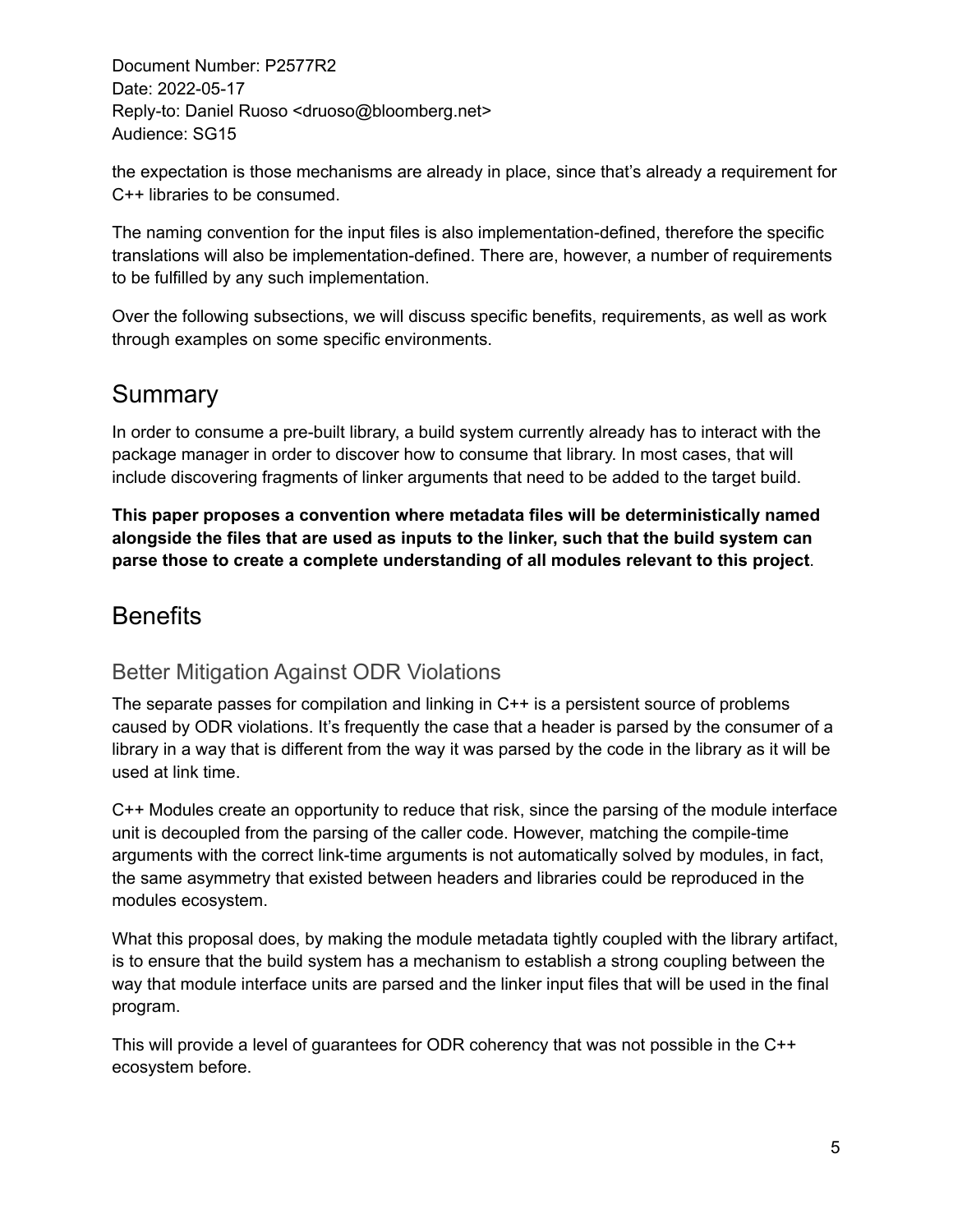the expectation is those mechanisms are already in place, since that's already a requirement for C++ libraries to be consumed.

The naming convention for the input files is also implementation-defined, therefore the specific translations will also be implementation-defined. There are, however, a number of requirements to be fulfilled by any such implementation.

Over the following subsections, we will discuss specific benefits, requirements, as well as work through examples on some specific environments.

## Summary

In order to consume a pre-built library, a build system currently already has to interact with the package manager in order to discover how to consume that library. In most cases, that will include discovering fragments of linker arguments that need to be added to the target build.

**This paper proposes a convention where metadata files will be deterministically named alongside the files that are used as inputs to the linker, such that the build system can parse those to create a complete understanding of all modules relevant to this project**.

## Benefits

### Better Mitigation Against ODR Violations

The separate passes for compilation and linking in C++ is a persistent source of problems caused by ODR violations. It's frequently the case that a header is parsed by the consumer of a library in a way that is different from the way it was parsed by the code in the library as it will be used at link time.

C++ Modules create an opportunity to reduce that risk, since the parsing of the module interface unit is decoupled from the parsing of the caller code. However, matching the compile-time arguments with the correct link-time arguments is not automatically solved by modules, in fact, the same asymmetry that existed between headers and libraries could be reproduced in the modules ecosystem.

What this proposal does, by making the module metadata tightly coupled with the library artifact, is to ensure that the build system has a mechanism to establish a strong coupling between the way that module interface units are parsed and the linker input files that will be used in the final program.

This will provide a level of guarantees for ODR coherency that was not possible in the C++ ecosystem before.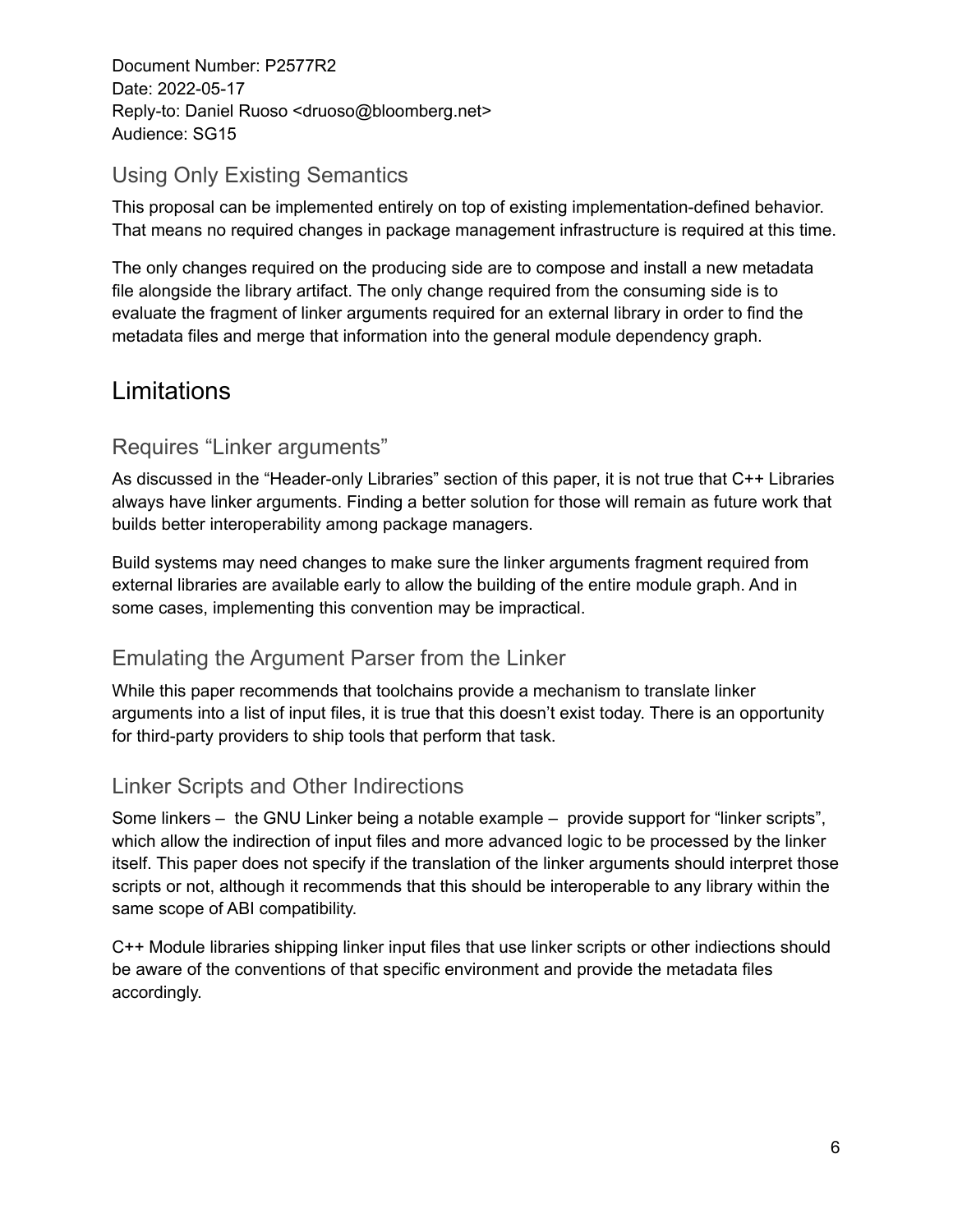Document Number: P2577R2
Date: 2022-05-17
Reply-to: Daniel Ruoso <druoso@bloomberg.net>
Audience: SG15

### Using Only Existing Semantics

This proposal can be implemented entirely on top of existing implementation-defined behavior. That means no required changes in package management infrastructure is required at this time.

The only changes required on the producing side are to compose and install a new metadata file alongside the library artifact. The only change required from the consuming side is to evaluate the fragment of linker arguments required for an external library in order to find the metadata files and merge that information into the general module dependency graph.

## Limitations

### Requires "Linker arguments"

As discussed in the "Header-only Libraries" section of this paper, it is not true that C++ Libraries always have linker arguments. Finding a better solution for those will remain as future work that builds better interoperability among package managers.

Build systems may need changes to make sure the linker arguments fragment required from external libraries are available early to allow the building of the entire module graph. And in some cases, implementing this convention may be impractical.

### Emulating the Argument Parser from the Linker

While this paper recommends that toolchains provide a mechanism to translate linker arguments into a list of input files, it is true that this doesn't exist today. There is an opportunity for third-party providers to ship tools that perform that task.

### Linker Scripts and Other Indirections

Some linkers – the GNU Linker being a notable example – provide support for "linker scripts", which allow the indirection of input files and more advanced logic to be processed by the linker itself. This paper does not specify if the translation of the linker arguments should interpret those scripts or not, although it recommends that this should be interoperable to any library within the same scope of ABI compatibility.

C++ Module libraries shipping linker input files that use linker scripts or other indiections should be aware of the conventions of that specific environment and provide the metadata files accordingly.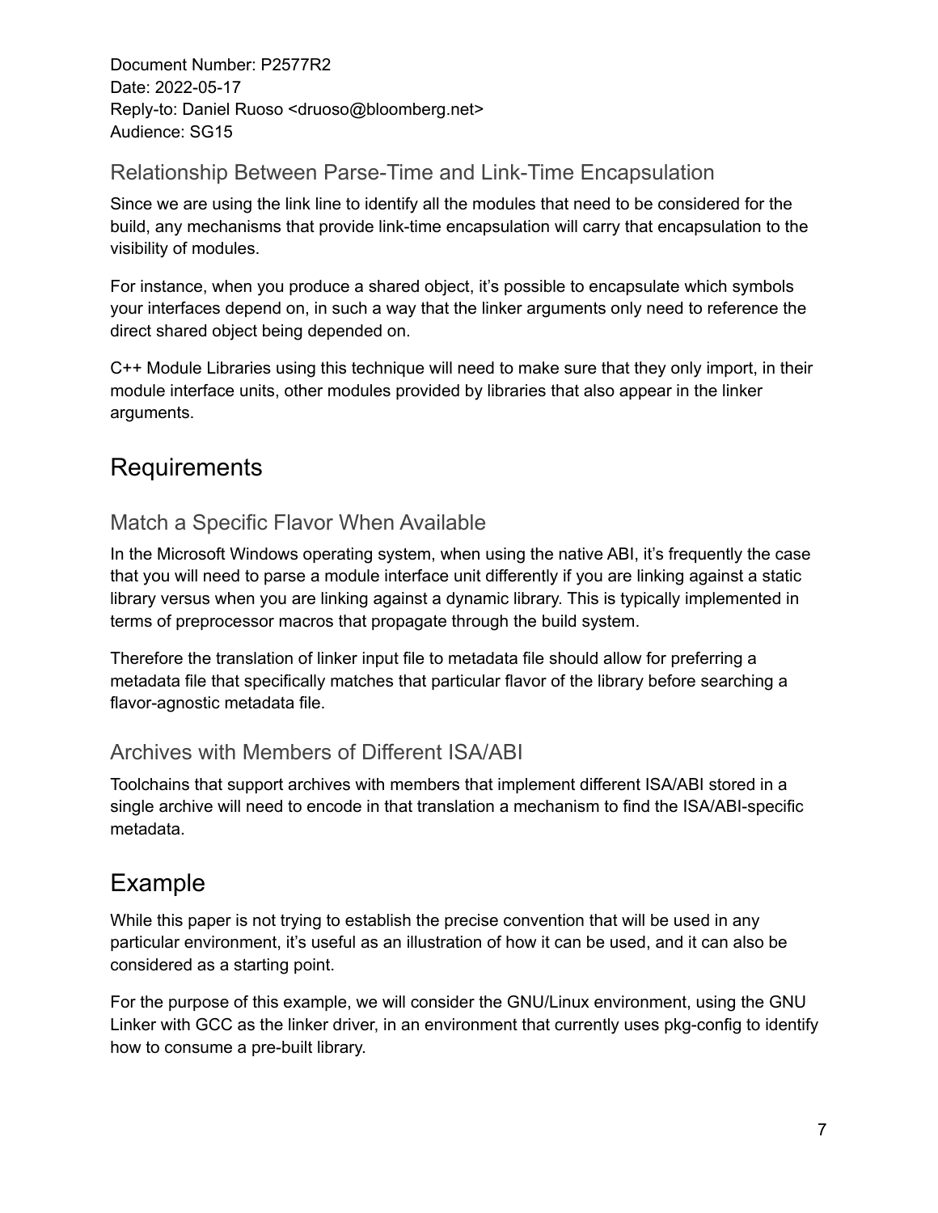Document Number: P2577R2
Date: 2022-05-17
Reply-to: Daniel Ruoso <druoso@bloomberg.net>
Audience: SG15

### Relationship Between Parse-Time and Link-Time Encapsulation

Since we are using the link line to identify all the modules that need to be considered for the build, any mechanisms that provide link-time encapsulation will carry that encapsulation to the visibility of modules.

For instance, when you produce a shared object, it's possible to encapsulate which symbols your interfaces depend on, in such a way that the linker arguments only need to reference the direct shared object being depended on.

C++ Module Libraries using this technique will need to make sure that they only import, in their module interface units, other modules provided by libraries that also appear in the linker arguments.

## Requirements

### Match a Specific Flavor When Available

In the Microsoft Windows operating system, when using the native ABI, it's frequently the case that you will need to parse a module interface unit differently if you are linking against a static library versus when you are linking against a dynamic library. This is typically implemented in terms of preprocessor macros that propagate through the build system.

Therefore the translation of linker input file to metadata file should allow for preferring a metadata file that specifically matches that particular flavor of the library before searching a flavor-agnostic metadata file.

### Archives with Members of Different ISA/ABI

Toolchains that support archives with members that implement different ISA/ABI stored in a single archive will need to encode in that translation a mechanism to find the ISA/ABI-specific metadata.

## Example

While this paper is not trying to establish the precise convention that will be used in any particular environment, it's useful as an illustration of how it can be used, and it can also be considered as a starting point.

For the purpose of this example, we will consider the GNU/Linux environment, using the GNU Linker with GCC as the linker driver, in an environment that currently uses pkg-config to identify how to consume a pre-built library.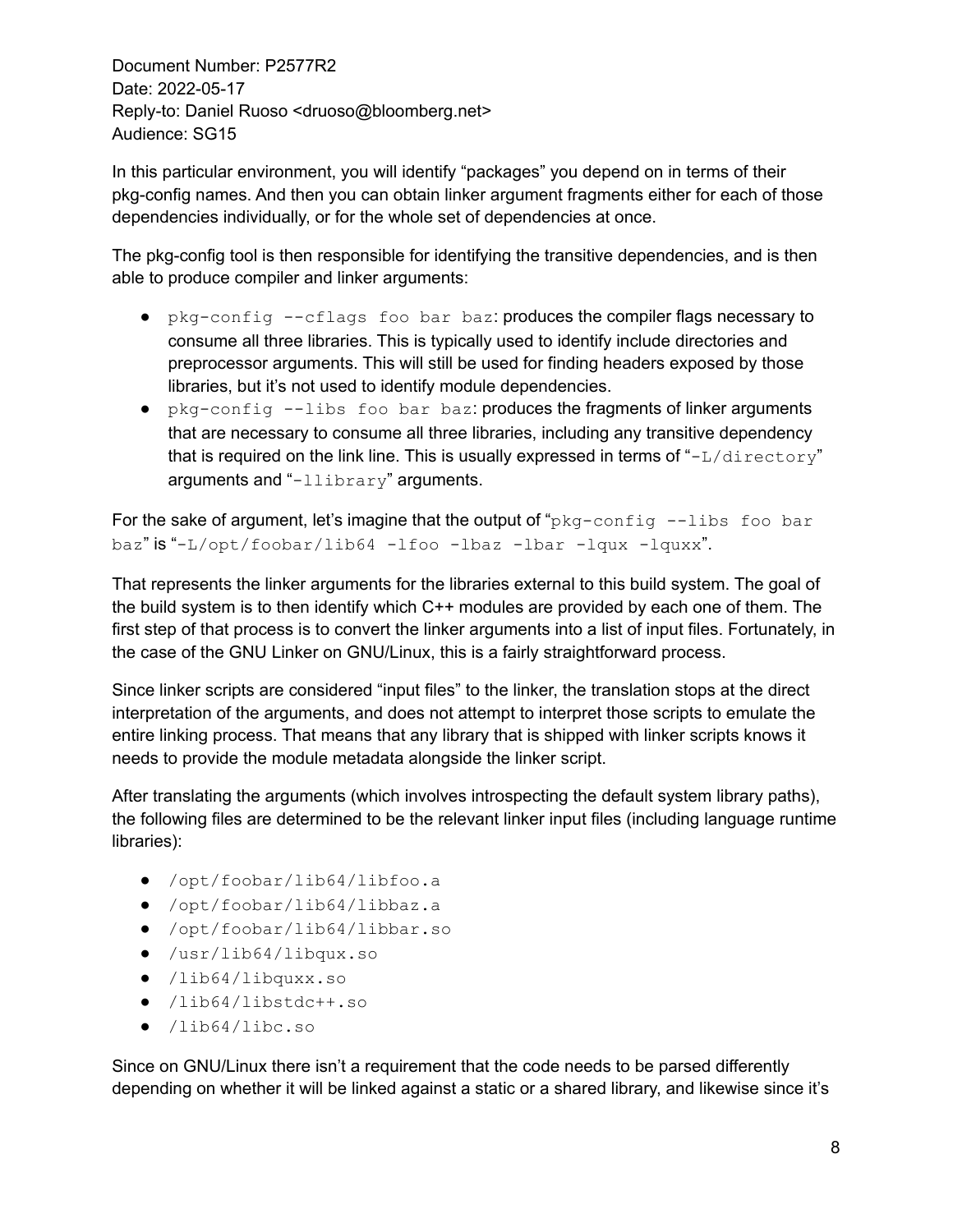In this particular environment, you will identify "packages" you depend on in terms of their pkg-config names. And then you can obtain linker argument fragments either for each of those dependencies individually, or for the whole set of dependencies at once.

The pkg-config tool is then responsible for identifying the transitive dependencies, and is then able to produce compiler and linker arguments:

- `pkg-config --cflags foo bar baz`: produces the compiler flags necessary to consume all three libraries. This is typically used to identify include directories and preprocessor arguments. This will still be used for finding headers exposed by those libraries, but it's not used to identify module dependencies.
- `pkg-config --libs foo bar baz`: produces the fragments of linker arguments that are necessary to consume all three libraries, including any transitive dependency that is required on the link line. This is usually expressed in terms of "`-L/directory`" arguments and "`-llibrary`" arguments.

For the sake of argument, let's imagine that the output of "`pkg-config --libs foo bar baz`" is "`-L/opt/foobar/lib64 -lfoo -lbaz -lbar -lqux -lquxx`".

That represents the linker arguments for the libraries external to this build system. The goal of the build system is to then identify which C++ modules are provided by each one of them. The first step of that process is to convert the linker arguments into a list of input files. Fortunately, in the case of the GNU Linker on GNU/Linux, this is a fairly straightforward process.

Since linker scripts are considered "input files" to the linker, the translation stops at the direct interpretation of the arguments, and does not attempt to interpret those scripts to emulate the entire linking process. That means that any library that is shipped with linker scripts knows it needs to provide the module metadata alongside the linker script.

After translating the arguments (which involves introspecting the default system library paths), the following files are determined to be the relevant linker input files (including language runtime libraries):

- `/opt/foobar/lib64/libfoo.a`
- `/opt/foobar/lib64/libbaz.a`
- `/opt/foobar/lib64/libbar.so`
- `/usr/lib64/libqux.so`
- `/lib64/libquxx.so`
- `/lib64/libstdc++.so`
- `/lib64/libc.so`

Since on GNU/Linux there isn't a requirement that the code needs to be parsed differently depending on whether it will be linked against a static or a shared library, and likewise since it's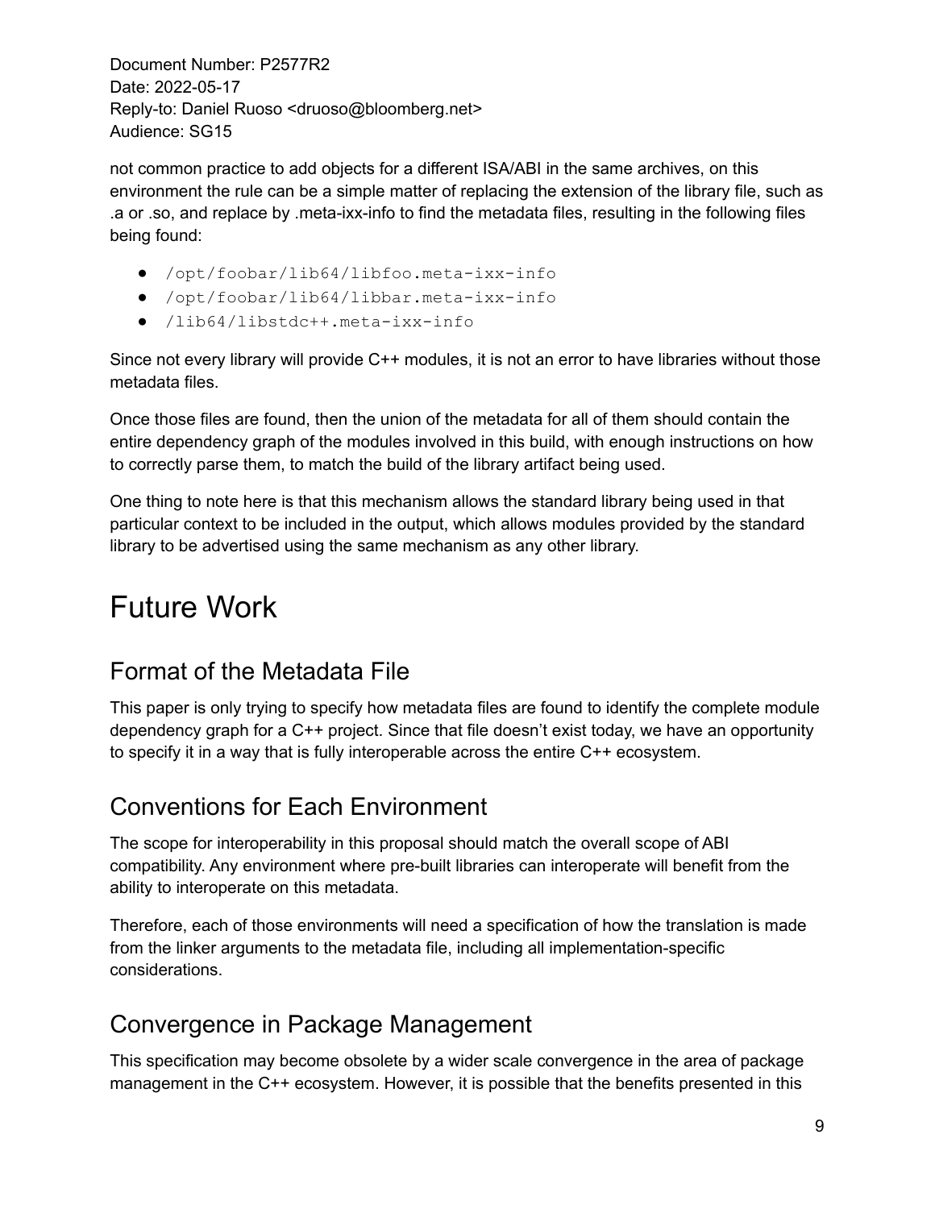not common practice to add objects for a different ISA/ABI in the same archives, on this environment the rule can be a simple matter of replacing the extension of the library file, such as .a or .so, and replace by .meta-ixx-info to find the metadata files, resulting in the following files being found:

- `/opt/foobar/lib64/libfoo.meta-ixx-info`
- `/opt/foobar/lib64/libbar.meta-ixx-info`
- `/lib64/libstdc++.meta-ixx-info`

Since not every library will provide C++ modules, it is not an error to have libraries without those metadata files.

Once those files are found, then the union of the metadata for all of them should contain the entire dependency graph of the modules involved in this build, with enough instructions on how to correctly parse them, to match the build of the library artifact being used.

One thing to note here is that this mechanism allows the standard library being used in that particular context to be included in the output, which allows modules provided by the standard library to be advertised using the same mechanism as any other library.

# Future Work

## Format of the Metadata File

This paper is only trying to specify how metadata files are found to identify the complete module dependency graph for a C++ project. Since that file doesn't exist today, we have an opportunity to specify it in a way that is fully interoperable across the entire C++ ecosystem.

## Conventions for Each Environment

The scope for interoperability in this proposal should match the overall scope of ABI compatibility. Any environment where pre-built libraries can interoperate will benefit from the ability to interoperate on this metadata.

Therefore, each of those environments will need a specification of how the translation is made from the linker arguments to the metadata file, including all implementation-specific considerations.

## Convergence in Package Management

This specification may become obsolete by a wider scale convergence in the area of package management in the C++ ecosystem. However, it is possible that the benefits presented in this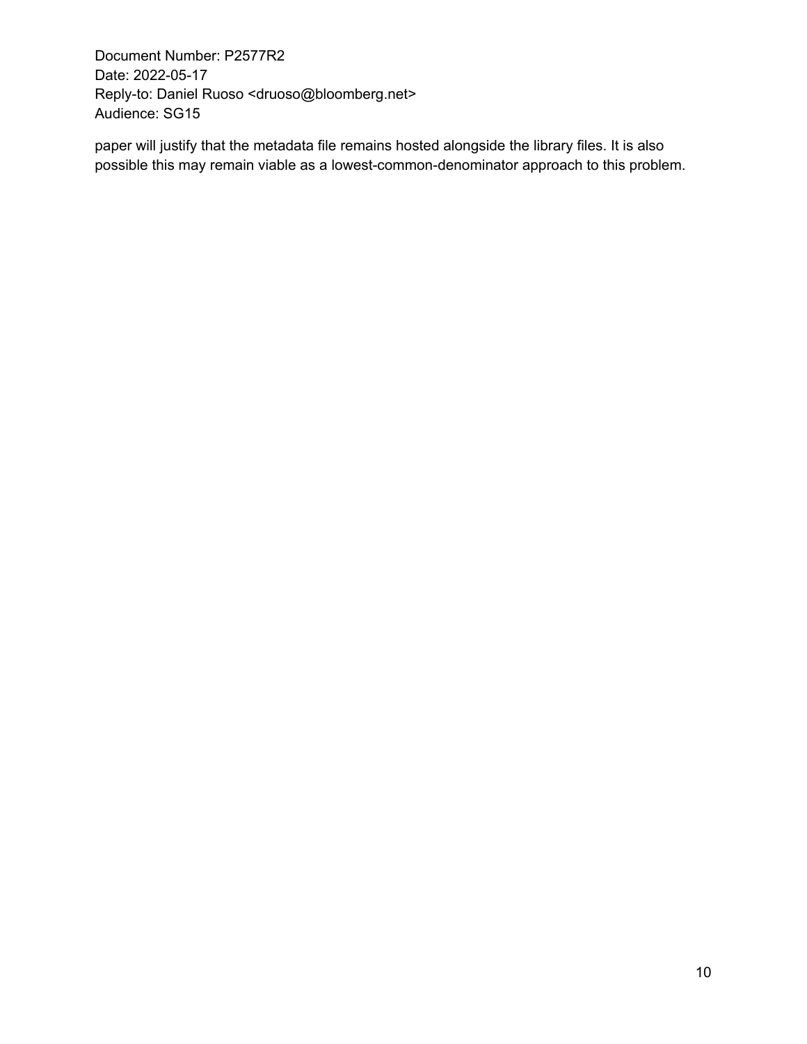paper will justify that the metadata file remains hosted alongside the library files. It is also possible this may remain viable as a lowest-common-denominator approach to this problem.